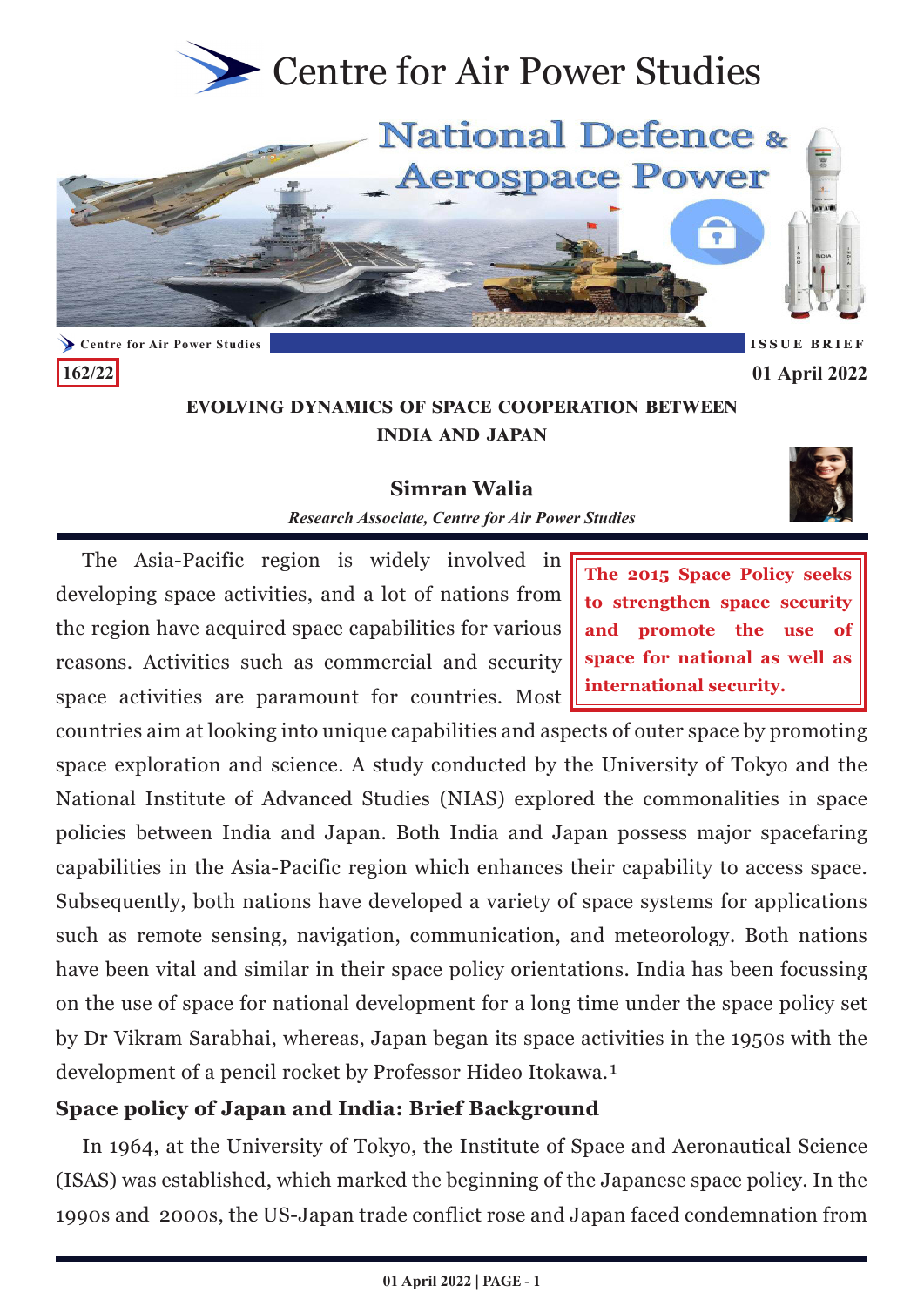# Centre for Air Power Studies

## National Defence & Aerospace Power

Centre for Air Power Studies — ISSUE BRIEF

162/22

01 April 2022

### EVOLVING DYNAMICS OF SPACE COOPERATION BETWEEN INDIA AND JAPAN

**Simran Walia**

*Research Associate, Centre for Air Power Studies*

> **The 2015 Space Policy seeks to strengthen space security and promote the use of space for national as well as international security.**

The Asia-Pacific region is widely involved in developing space activities, and a lot of nations from the region have acquired space capabilities for various reasons. Activities such as commercial and security space activities are paramount for countries. Most countries aim at looking into unique capabilities and aspects of outer space by promoting space exploration and science. A study conducted by the University of Tokyo and the National Institute of Advanced Studies (NIAS) explored the commonalities in space policies between India and Japan. Both India and Japan possess major spacefaring capabilities in the Asia-Pacific region which enhances their capability to access space. Subsequently, both nations have developed a variety of space systems for applications such as remote sensing, navigation, communication, and meteorology. Both nations have been vital and similar in their space policy orientations. India has been focussing on the use of space for national development for a long time under the space policy set by Dr Vikram Sarabhai, whereas, Japan began its space activities in the 1950s with the development of a pencil rocket by Professor Hideo Itokawa.[1]

### Space policy of Japan and India: Brief Background

In 1964, at the University of Tokyo, the Institute of Space and Aeronautical Science (ISAS) was established, which marked the beginning of the Japanese space policy. In the 1990s and 2000s, the US-Japan trade conflict rose and Japan faced condemnation from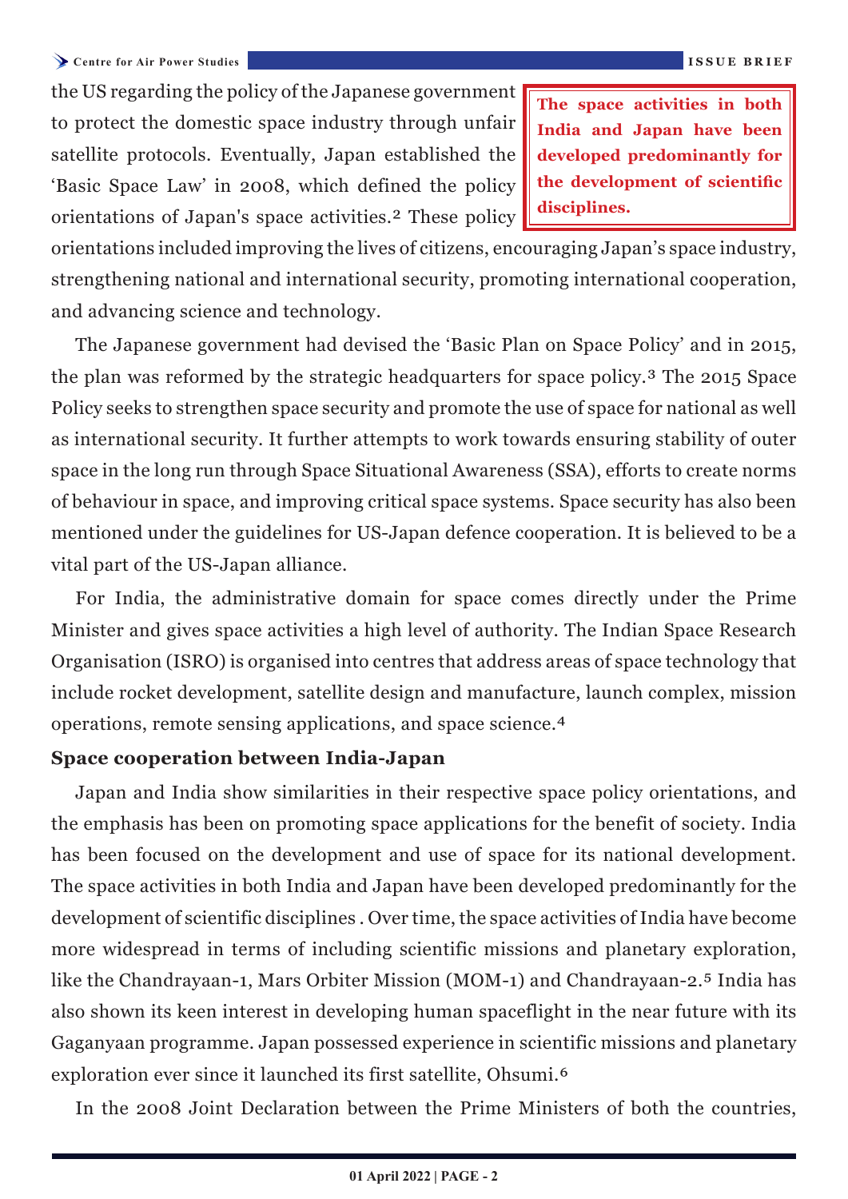the US regarding the policy of the Japanese government to protect the domestic space industry through unfair satellite protocols. Eventually, Japan established the 'Basic Space Law' in 2008, which defined the policy orientations of Japan's space activities.[2] These policy orientations included improving the lives of citizens, encouraging Japan's space industry, strengthening national and international security, promoting international cooperation, and advancing science and technology.

> **The space activities in both India and Japan have been developed predominantly for the development of scientific disciplines.**

The Japanese government had devised the 'Basic Plan on Space Policy' and in 2015, the plan was reformed by the strategic headquarters for space policy.[3] The 2015 Space Policy seeks to strengthen space security and promote the use of space for national as well as international security. It further attempts to work towards ensuring stability of outer space in the long run through Space Situational Awareness (SSA), efforts to create norms of behaviour in space, and improving critical space systems. Space security has also been mentioned under the guidelines for US-Japan defence cooperation. It is believed to be a vital part of the US-Japan alliance.

For India, the administrative domain for space comes directly under the Prime Minister and gives space activities a high level of authority. The Indian Space Research Organisation (ISRO) is organised into centres that address areas of space technology that include rocket development, satellite design and manufacture, launch complex, mission operations, remote sensing applications, and space science.[4]

### Space cooperation between India-Japan

Japan and India show similarities in their respective space policy orientations, and the emphasis has been on promoting space applications for the benefit of society. India has been focused on the development and use of space for its national development. The space activities in both India and Japan have been developed predominantly for the development of scientific disciplines . Over time, the space activities of India have become more widespread in terms of including scientific missions and planetary exploration, like the Chandrayaan-1, Mars Orbiter Mission (MOM-1) and Chandrayaan-2.[5] India has also shown its keen interest in developing human spaceflight in the near future with its Gaganyaan programme. Japan possessed experience in scientific missions and planetary exploration ever since it launched its first satellite, Ohsumi.[6]

In the 2008 Joint Declaration between the Prime Ministers of both the countries,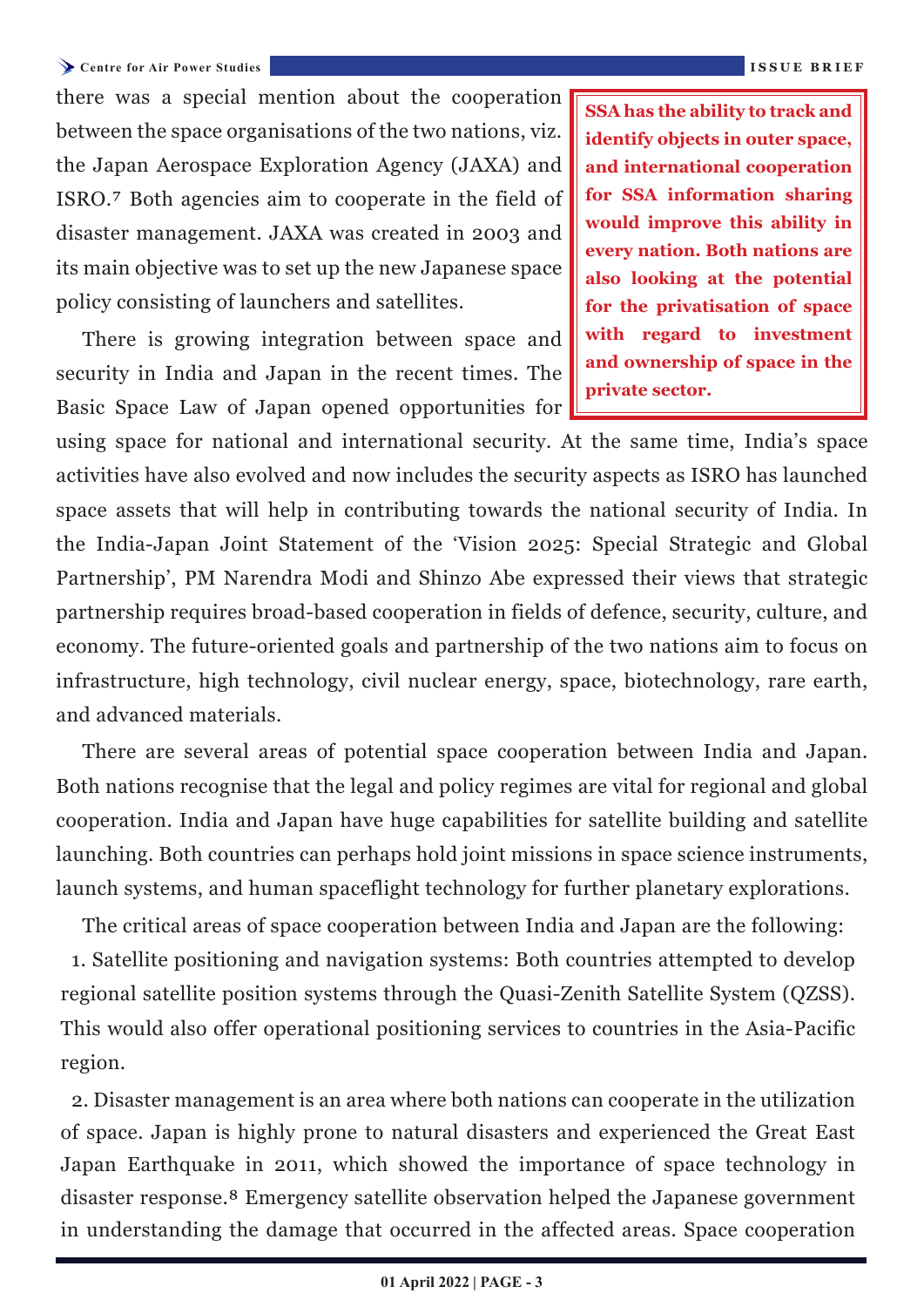there was a special mention about the cooperation between the space organisations of the two nations, viz. the Japan Aerospace Exploration Agency (JAXA) and ISRO.[7] Both agencies aim to cooperate in the field of disaster management. JAXA was created in 2003 and its main objective was to set up the new Japanese space policy consisting of launchers and satellites.

**SSA has the ability to track and identify objects in outer space, and international cooperation for SSA information sharing would improve this ability in every nation. Both nations are also looking at the potential for the privatisation of space with regard to investment and ownership of space in the private sector.**

There is growing integration between space and security in India and Japan in the recent times. The Basic Space Law of Japan opened opportunities for using space for national and international security. At the same time, India's space activities have also evolved and now includes the security aspects as ISRO has launched space assets that will help in contributing towards the national security of India. In the India-Japan Joint Statement of the 'Vision 2025: Special Strategic and Global Partnership', PM Narendra Modi and Shinzo Abe expressed their views that strategic partnership requires broad-based cooperation in fields of defence, security, culture, and economy. The future-oriented goals and partnership of the two nations aim to focus on infrastructure, high technology, civil nuclear energy, space, biotechnology, rare earth, and advanced materials.

There are several areas of potential space cooperation between India and Japan. Both nations recognise that the legal and policy regimes are vital for regional and global cooperation. India and Japan have huge capabilities for satellite building and satellite launching. Both countries can perhaps hold joint missions in space science instruments, launch systems, and human spaceflight technology for further planetary explorations.

The critical areas of space cooperation between India and Japan are the following:

1. Satellite positioning and navigation systems: Both countries attempted to develop regional satellite position systems through the Quasi-Zenith Satellite System (QZSS). This would also offer operational positioning services to countries in the Asia-Pacific region.

2. Disaster management is an area where both nations can cooperate in the utilization of space. Japan is highly prone to natural disasters and experienced the Great East Japan Earthquake in 2011, which showed the importance of space technology in disaster response.[8] Emergency satellite observation helped the Japanese government in understanding the damage that occurred in the affected areas. Space cooperation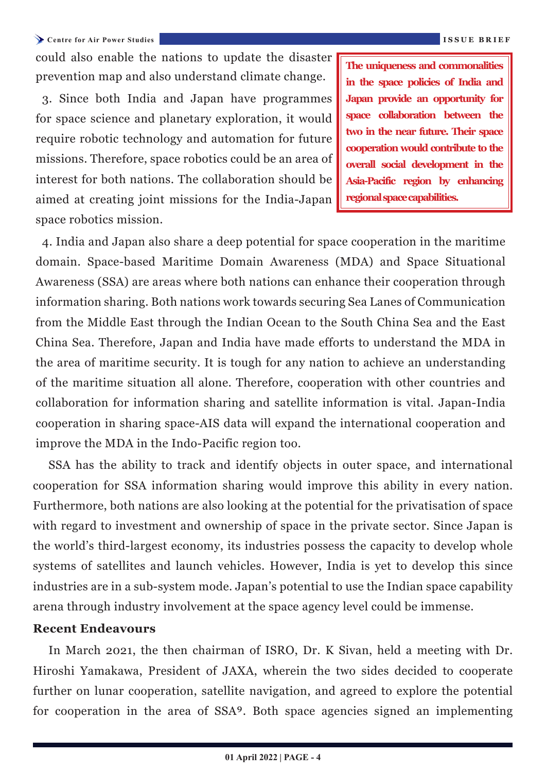could also enable the nations to update the disaster prevention map and also understand climate change.

3. Since both India and Japan have programmes for space science and planetary exploration, it would require robotic technology and automation for future missions. Therefore, space robotics could be an area of interest for both nations. The collaboration should be aimed at creating joint missions for the India-Japan space robotics mission.

**The uniqueness and commonalities in the space policies of India and Japan provide an opportunity for space collaboration between the two in the near future. Their space cooperation would contribute to the overall social development in the Asia-Pacific region by enhancing regional space capabilities.**

4. India and Japan also share a deep potential for space cooperation in the maritime domain. Space-based Maritime Domain Awareness (MDA) and Space Situational Awareness (SSA) are areas where both nations can enhance their cooperation through information sharing. Both nations work towards securing Sea Lanes of Communication from the Middle East through the Indian Ocean to the South China Sea and the East China Sea. Therefore, Japan and India have made efforts to understand the MDA in the area of maritime security. It is tough for any nation to achieve an understanding of the maritime situation all alone. Therefore, cooperation with other countries and collaboration for information sharing and satellite information is vital. Japan-India cooperation in sharing space-AIS data will expand the international cooperation and improve the MDA in the Indo-Pacific region too.

SSA has the ability to track and identify objects in outer space, and international cooperation for SSA information sharing would improve this ability in every nation. Furthermore, both nations are also looking at the potential for the privatisation of space with regard to investment and ownership of space in the private sector. Since Japan is the world's third-largest economy, its industries possess the capacity to develop whole systems of satellites and launch vehicles. However, India is yet to develop this since industries are in a sub-system mode. Japan's potential to use the Indian space capability arena through industry involvement at the space agency level could be immense.

### Recent Endeavours

In March 2021, the then chairman of ISRO, Dr. K Sivan, held a meeting with Dr. Hiroshi Yamakawa, President of JAXA, wherein the two sides decided to cooperate further on lunar cooperation, satellite navigation, and agreed to explore the potential for cooperation in the area of SSA[9]. Both space agencies signed an implementing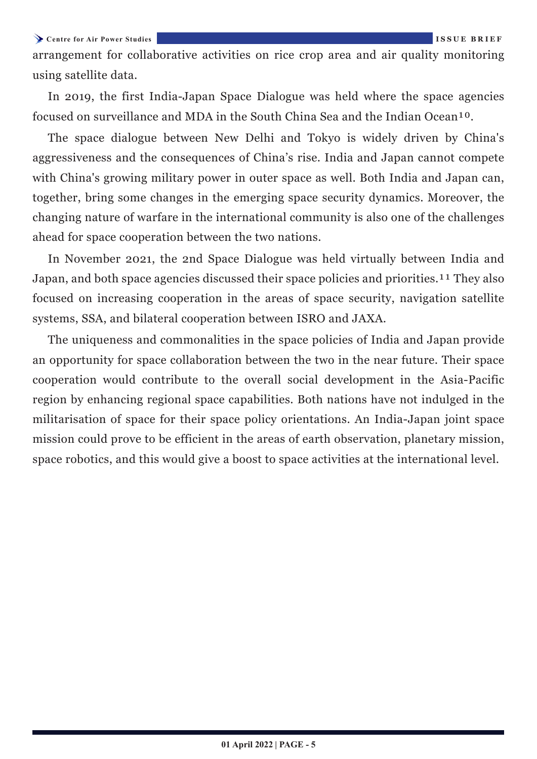arrangement for collaborative activities on rice crop area and air quality monitoring using satellite data.

In 2019, the first India-Japan Space Dialogue was held where the space agencies focused on surveillance and MDA in the South China Sea and the Indian Ocean[10].

The space dialogue between New Delhi and Tokyo is widely driven by China's aggressiveness and the consequences of China's rise. India and Japan cannot compete with China's growing military power in outer space as well. Both India and Japan can, together, bring some changes in the emerging space security dynamics. Moreover, the changing nature of warfare in the international community is also one of the challenges ahead for space cooperation between the two nations.

In November 2021, the 2nd Space Dialogue was held virtually between India and Japan, and both space agencies discussed their space policies and priorities.[11] They also focused on increasing cooperation in the areas of space security, navigation satellite systems, SSA, and bilateral cooperation between ISRO and JAXA.

The uniqueness and commonalities in the space policies of India and Japan provide an opportunity for space collaboration between the two in the near future. Their space cooperation would contribute to the overall social development in the Asia-Pacific region by enhancing regional space capabilities. Both nations have not indulged in the militarisation of space for their space policy orientations. An India-Japan joint space mission could prove to be efficient in the areas of earth observation, planetary mission, space robotics, and this would give a boost to space activities at the international level.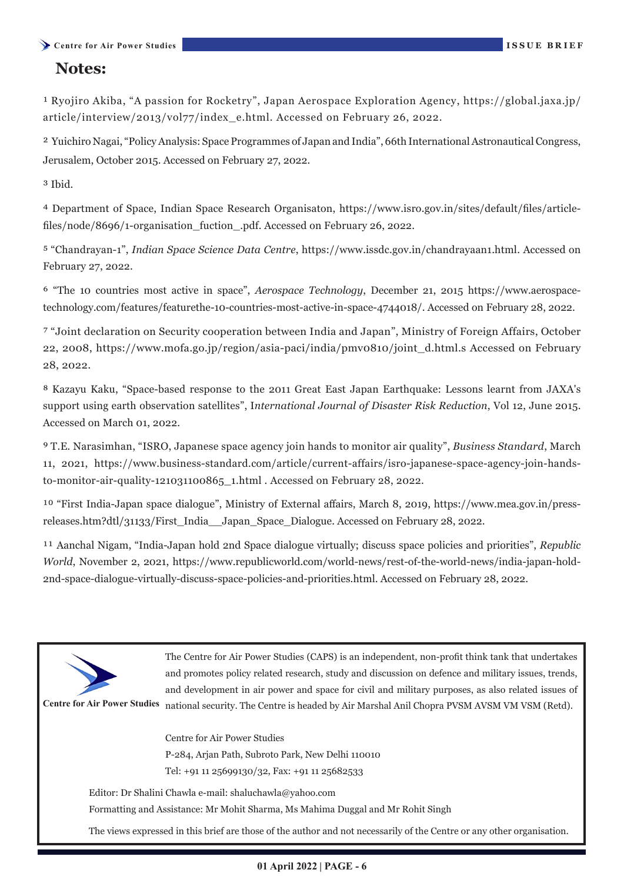## Notes:

[1] Ryojiro Akiba, "A passion for Rocketry", Japan Aerospace Exploration Agency, https://global.jaxa.jp/article/interview/2013/vol77/index_e.html. Accessed on February 26, 2022.

[2] Yuichiro Nagai, "Policy Analysis: Space Programmes of Japan and India", 66th International Astronautical Congress, Jerusalem, October 2015. Accessed on February 27, 2022.

[3] Ibid.

[4] Department of Space, Indian Space Research Organisaton, https://www.isro.gov.in/sites/default/files/article-files/node/8696/1-organisation_fuction_.pdf. Accessed on February 26, 2022.

[5] "Chandrayan-1", *Indian Space Science Data Centre*, https://www.issdc.gov.in/chandrayaan1.html. Accessed on February 27, 2022.

[6] "The 10 countries most active in space", *Aerospace Technology*, December 21, 2015 https://www.aerospace-technology.com/features/featurethe-10-countries-most-active-in-space-4744018/. Accessed on February 28, 2022.

[7] "Joint declaration on Security cooperation between India and Japan", Ministry of Foreign Affairs, October 22, 2008, https://www.mofa.go.jp/region/asia-paci/india/pmv0810/joint_d.html.s Accessed on February 28, 2022.

[8] Kazayu Kaku, "Space-based response to the 2011 Great East Japan Earthquake: Lessons learnt from JAXA's support using earth observation satellites", I*nternational Journal of Disaster Risk Reduction*, Vol 12, June 2015. Accessed on March 01, 2022.

[9] T.E. Narasimhan, "ISRO, Japanese space agency join hands to monitor air quality", *Business Standard*, March 11, 2021, https://www.business-standard.com/article/current-affairs/isro-japanese-space-agency-join-hands-to-monitor-air-quality-121031100865_1.html . Accessed on February 28, 2022.

[10] "First India-Japan space dialogue", Ministry of External affairs, March 8, 2019, https://www.mea.gov.in/press-releases.htm?dtl/31133/First_India__Japan_Space_Dialogue. Accessed on February 28, 2022.

[11] Aanchal Nigam, "India-Japan hold 2nd Space dialogue virtually; discuss space policies and priorities", *Republic World*, November 2, 2021, https://www.republicworld.com/world-news/rest-of-the-world-news/india-japan-hold-2nd-space-dialogue-virtually-discuss-space-policies-and-priorities.html. Accessed on February 28, 2022.

Centre for Air Power Studies

The Centre for Air Power Studies (CAPS) is an independent, non-profit think tank that undertakes and promotes policy related research, study and discussion on defence and military issues, trends, and development in air power and space for civil and military purposes, as also related issues of national security. The Centre is headed by Air Marshal Anil Chopra PVSM AVSM VM VSM (Retd).

Centre for Air Power Studies
P-284, Arjan Path, Subroto Park, New Delhi 110010
Tel: +91 11 25699130/32, Fax: +91 11 25682533

Editor: Dr Shalini Chawla e-mail: shaluchawla@yahoo.com
Formatting and Assistance: Mr Mohit Sharma, Ms Mahima Duggal and Mr Rohit Singh

The views expressed in this brief are those of the author and not necessarily of the Centre or any other organisation.